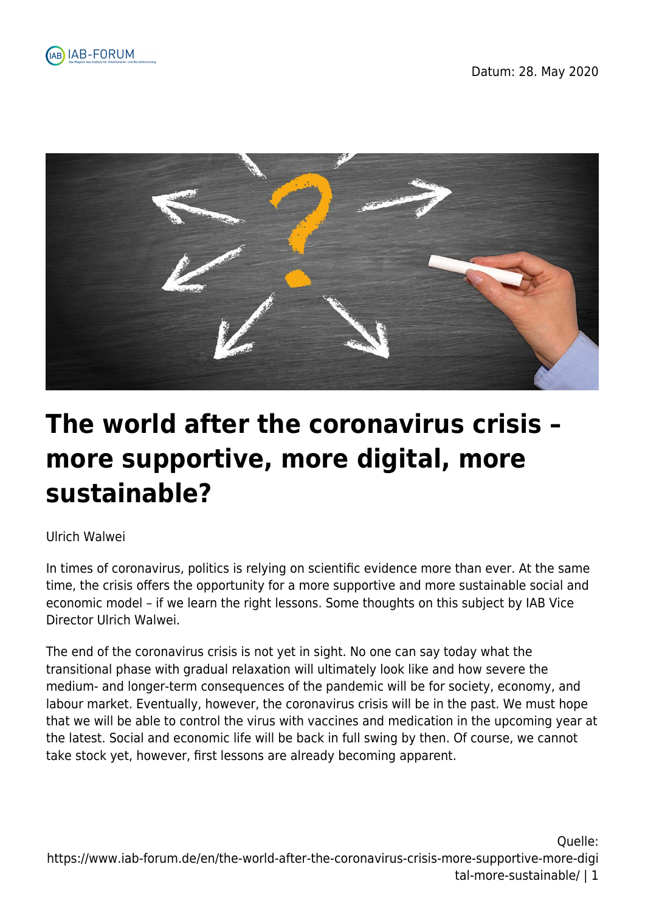Datum: 28. May 2020

# The world after the coronavirus crisis – more supportive, more digital, more sustainable?

Ulrich Walwei

In times of coronavirus, politics is relying on scientific evidence more than ever. At the same time, the crisis offers the opportunity for a more supportive and more sustainable social and economic model – if we learn the right lessons. Some thoughts on this subject by IAB Vice Director Ulrich Walwei.

The end of the coronavirus crisis is not yet in sight. No one can say today what the transitional phase with gradual relaxation will ultimately look like and how severe the medium- and longer-term consequences of the pandemic will be for society, economy, and labour market. Eventually, however, the coronavirus crisis will be in the past. We must hope that we will be able to control the virus with vaccines and medication in the upcoming year at the latest. Social and economic life will be back in full swing by then. Of course, we cannot take stock yet, however, first lessons are already becoming apparent.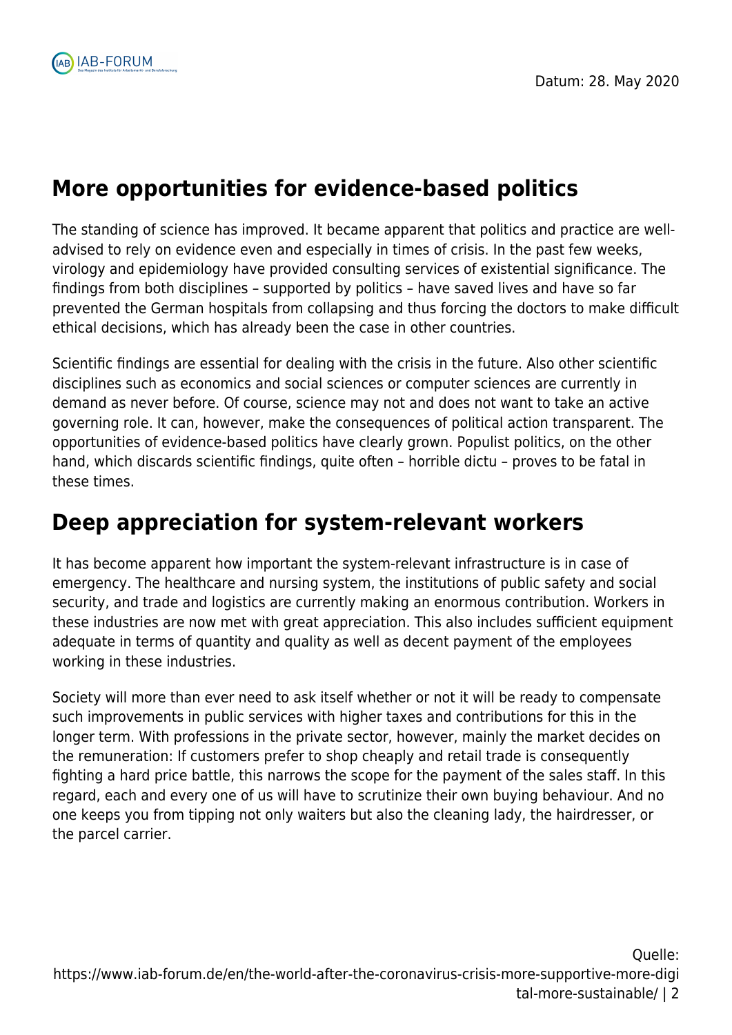## More opportunities for evidence-based politics

The standing of science has improved. It became apparent that politics and practice are well-advised to rely on evidence even and especially in times of crisis. In the past few weeks, virology and epidemiology have provided consulting services of existential significance. The findings from both disciplines – supported by politics – have saved lives and have so far prevented the German hospitals from collapsing and thus forcing the doctors to make difficult ethical decisions, which has already been the case in other countries.

Scientific findings are essential for dealing with the crisis in the future. Also other scientific disciplines such as economics and social sciences or computer sciences are currently in demand as never before. Of course, science may not and does not want to take an active governing role. It can, however, make the consequences of political action transparent. The opportunities of evidence-based politics have clearly grown. Populist politics, on the other hand, which discards scientific findings, quite often – horrible dictu – proves to be fatal in these times.

## Deep appreciation for system-relevant workers

It has become apparent how important the system-relevant infrastructure is in case of emergency. The healthcare and nursing system, the institutions of public safety and social security, and trade and logistics are currently making an enormous contribution. Workers in these industries are now met with great appreciation. This also includes sufficient equipment adequate in terms of quantity and quality as well as decent payment of the employees working in these industries.

Society will more than ever need to ask itself whether or not it will be ready to compensate such improvements in public services with higher taxes and contributions for this in the longer term. With professions in the private sector, however, mainly the market decides on the remuneration: If customers prefer to shop cheaply and retail trade is consequently fighting a hard price battle, this narrows the scope for the payment of the sales staff. In this regard, each and every one of us will have to scrutinize their own buying behaviour. And no one keeps you from tipping not only waiters but also the cleaning lady, the hairdresser, or the parcel carrier.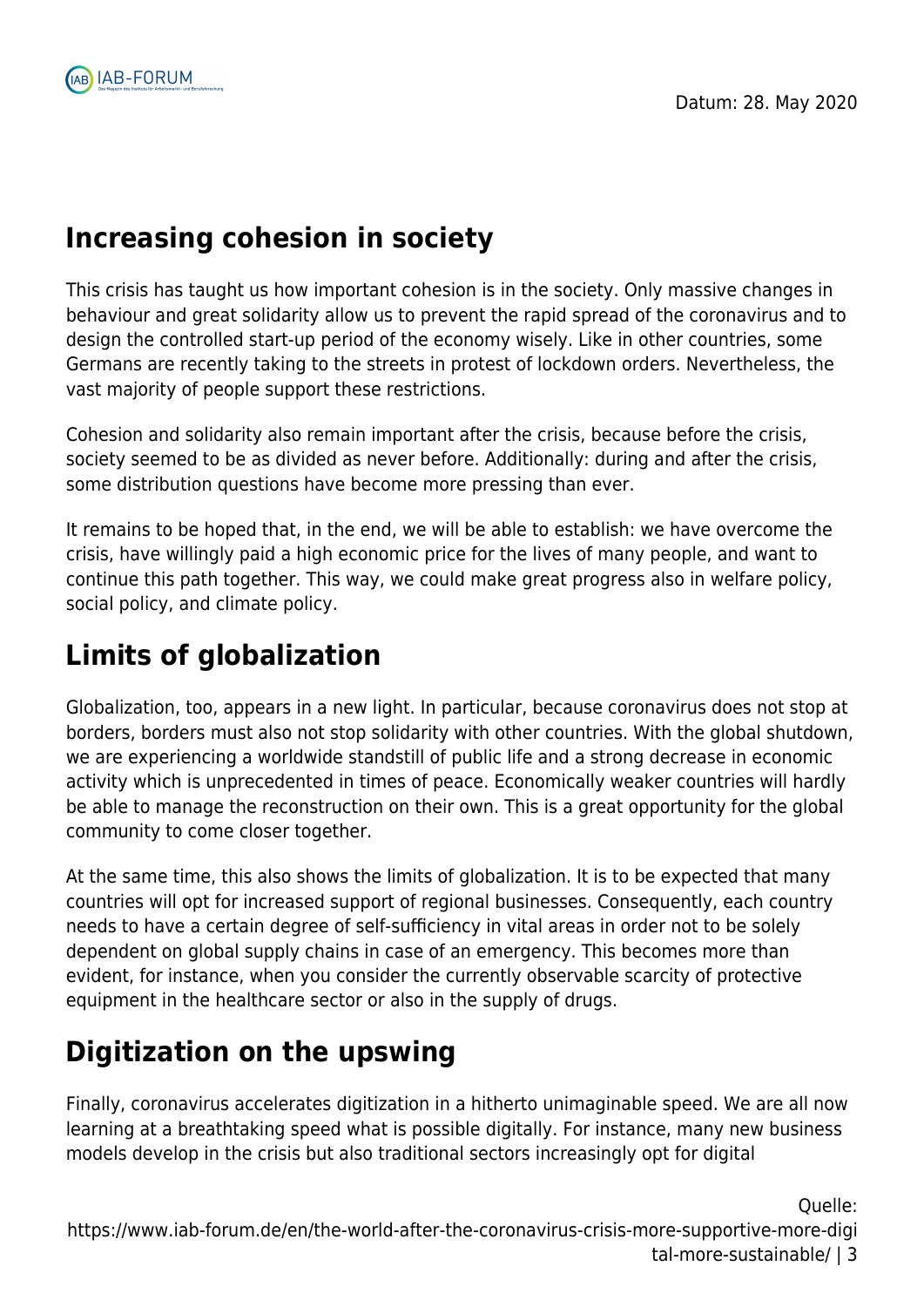## Increasing cohesion in society

This crisis has taught us how important cohesion is in the society. Only massive changes in behaviour and great solidarity allow us to prevent the rapid spread of the coronavirus and to design the controlled start-up period of the economy wisely. Like in other countries, some Germans are recently taking to the streets in protest of lockdown orders. Nevertheless, the vast majority of people support these restrictions.

Cohesion and solidarity also remain important after the crisis, because before the crisis, society seemed to be as divided as never before. Additionally: during and after the crisis, some distribution questions have become more pressing than ever.

It remains to be hoped that, in the end, we will be able to establish: we have overcome the crisis, have willingly paid a high economic price for the lives of many people, and want to continue this path together. This way, we could make great progress also in welfare policy, social policy, and climate policy.

## Limits of globalization

Globalization, too, appears in a new light. In particular, because coronavirus does not stop at borders, borders must also not stop solidarity with other countries. With the global shutdown, we are experiencing a worldwide standstill of public life and a strong decrease in economic activity which is unprecedented in times of peace. Economically weaker countries will hardly be able to manage the reconstruction on their own. This is a great opportunity for the global community to come closer together.

At the same time, this also shows the limits of globalization. It is to be expected that many countries will opt for increased support of regional businesses. Consequently, each country needs to have a certain degree of self-sufficiency in vital areas in order not to be solely dependent on global supply chains in case of an emergency. This becomes more than evident, for instance, when you consider the currently observable scarcity of protective equipment in the healthcare sector or also in the supply of drugs.

## Digitization on the upswing

Finally, coronavirus accelerates digitization in a hitherto unimaginable speed. We are all now learning at a breathtaking speed what is possible digitally. For instance, many new business models develop in the crisis but also traditional sectors increasingly opt for digital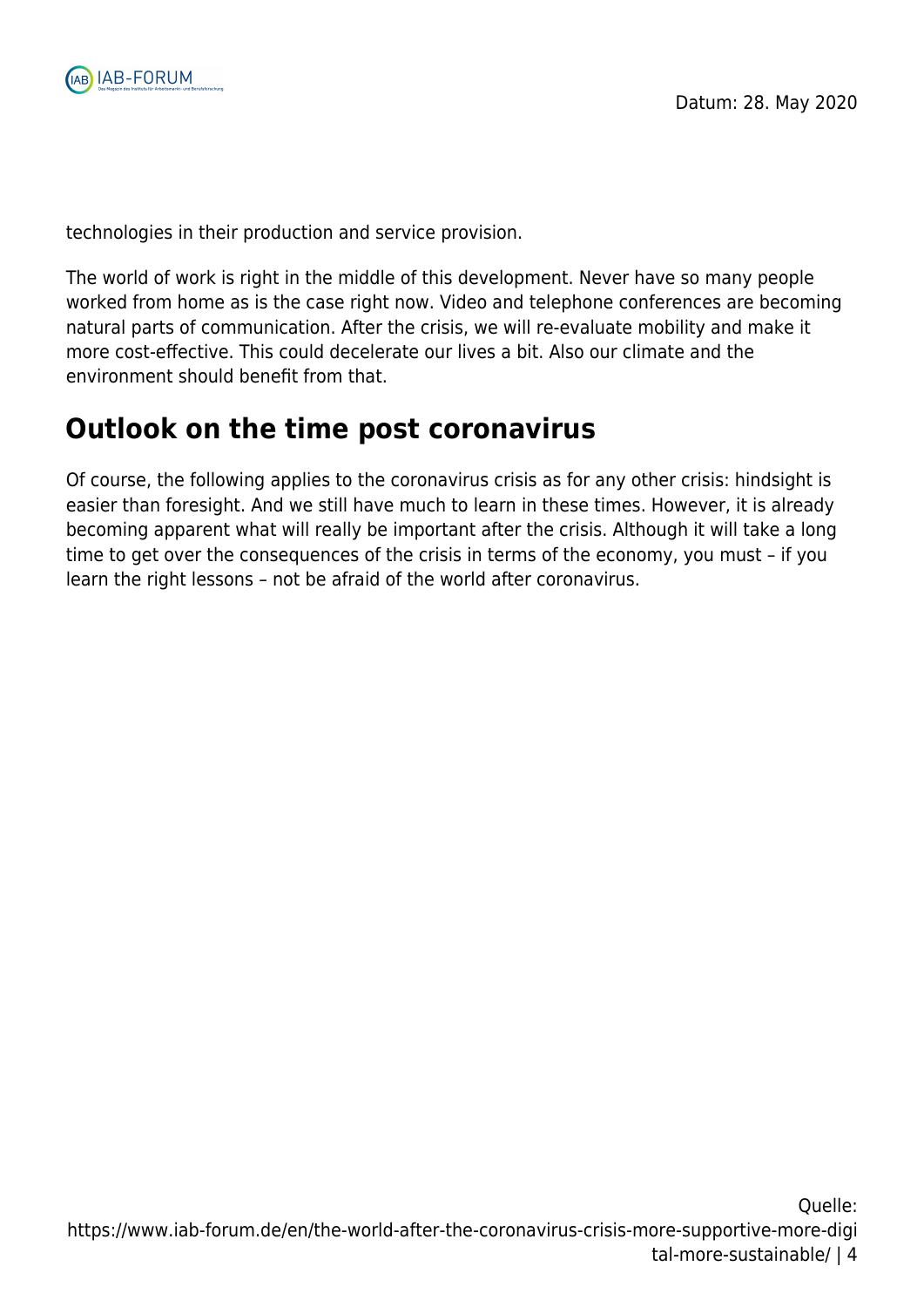technologies in their production and service provision.

The world of work is right in the middle of this development. Never have so many people worked from home as is the case right now. Video and telephone conferences are becoming natural parts of communication. After the crisis, we will re-evaluate mobility and make it more cost-effective. This could decelerate our lives a bit. Also our climate and the environment should benefit from that.

## Outlook on the time post coronavirus

Of course, the following applies to the coronavirus crisis as for any other crisis: hindsight is easier than foresight. And we still have much to learn in these times. However, it is already becoming apparent what will really be important after the crisis. Although it will take a long time to get over the consequences of the crisis in terms of the economy, you must – if you learn the right lessons – not be afraid of the world after coronavirus.